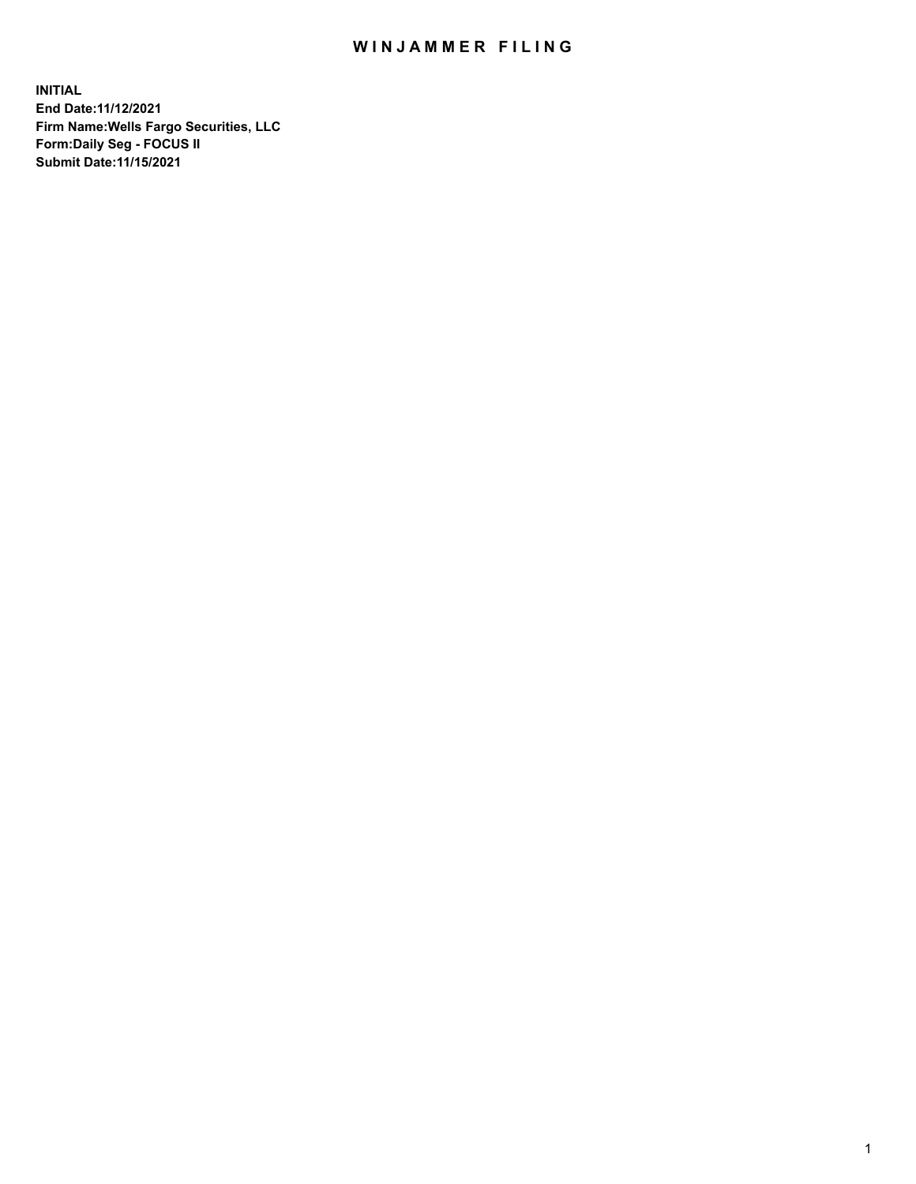# WINJAMMER FILING

**INITIAL**
**End Date:11/12/2021**
**Firm Name:Wells Fargo Securities, LLC**
**Form:Daily Seg - FOCUS II**
**Submit Date:11/15/2021**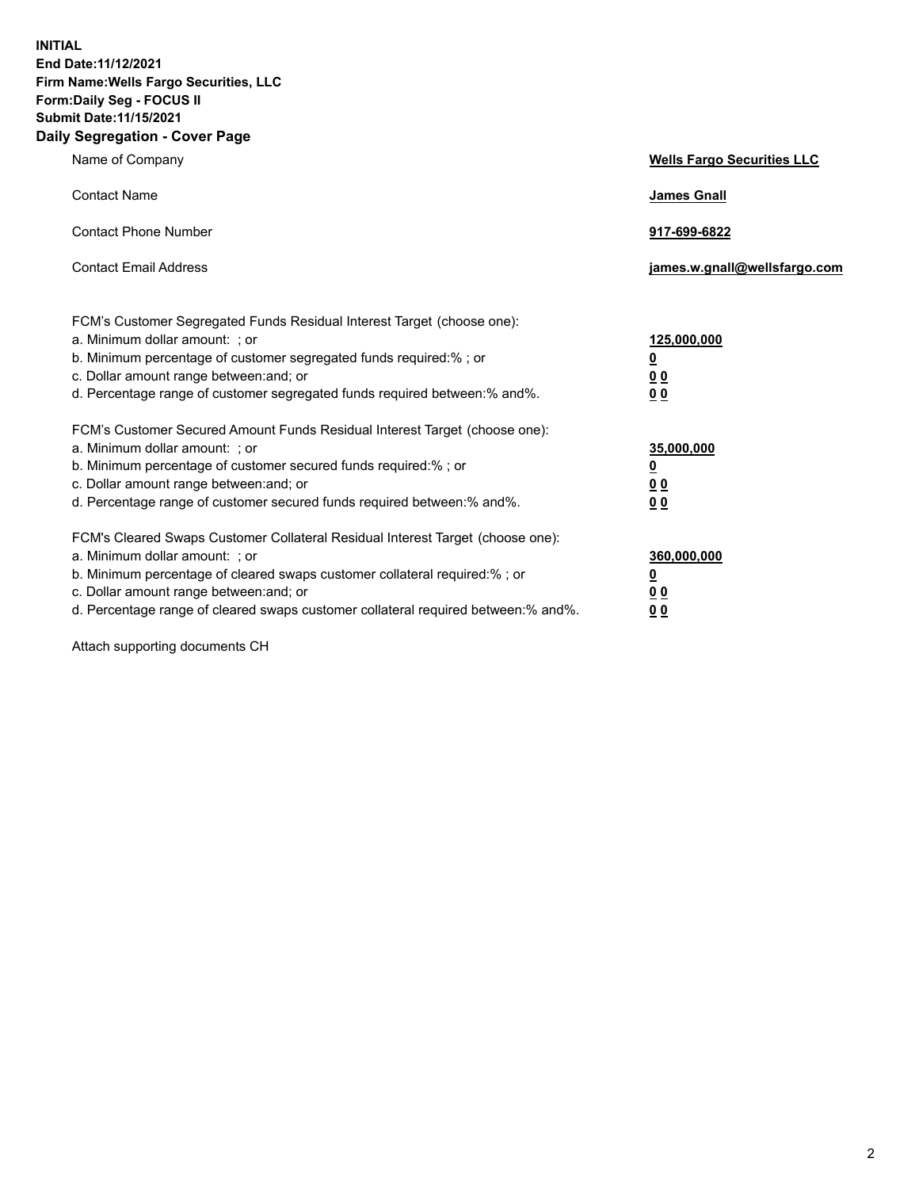**INITIAL**
**End Date:11/12/2021**
**Firm Name:Wells Fargo Securities, LLC**
**Form:Daily Seg - FOCUS II**
**Submit Date:11/15/2021**

## Daily Segregation - Cover Page

| | |
|---|---|
| Name of Company | **Wells Fargo Securities LLC** |
| Contact Name | **James Gnall** |
| Contact Phone Number | **917-699-6822** |
| Contact Email Address | **james.w.gnall@wellsfargo.com** |

| | |
|---|---|
| FCM's Customer Segregated Funds Residual Interest Target (choose one): | |
| a. Minimum dollar amount: ; or | **125,000,000** |
| b. Minimum percentage of customer segregated funds required:% ; or | **0** |
| c. Dollar amount range between:and; or | **0 0** |
| d. Percentage range of customer segregated funds required between:% and%. | **0 0** |
| FCM's Customer Secured Amount Funds Residual Interest Target (choose one): | |
| a. Minimum dollar amount: ; or | **35,000,000** |
| b. Minimum percentage of customer secured funds required:% ; or | **0** |
| c. Dollar amount range between:and; or | **0 0** |
| d. Percentage range of customer secured funds required between:% and%. | **0 0** |
| FCM's Cleared Swaps Customer Collateral Residual Interest Target (choose one): | |
| a. Minimum dollar amount: ; or | **360,000,000** |
| b. Minimum percentage of cleared swaps customer collateral required:% ; or | **0** |
| c. Dollar amount range between:and; or | **0 0** |
| d. Percentage range of cleared swaps customer collateral required between:% and%. | **0 0** |

Attach supporting documents CH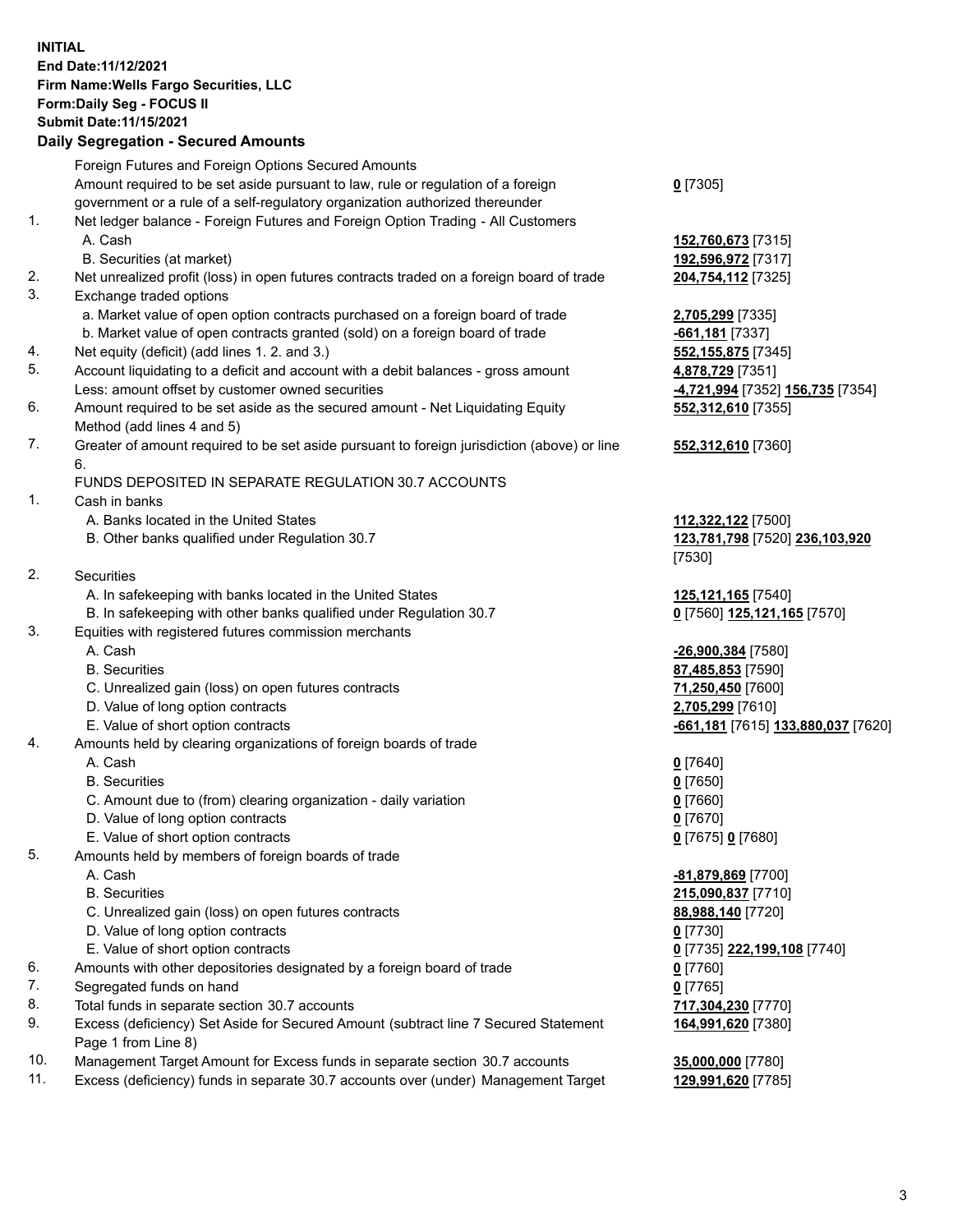**INITIAL**
**End Date:11/12/2021**
**Firm Name:Wells Fargo Securities, LLC**
**Form:Daily Seg - FOCUS II**
**Submit Date:11/15/2021**

## Daily Segregation - Secured Amounts

| | | |
|---|---|---|
| | Foreign Futures and Foreign Options Secured Amounts | |
| | Amount required to be set aside pursuant to law, rule or regulation of a foreign government or a rule of a self-regulatory organization authorized thereunder | **0** [7305] |
| 1. | Net ledger balance - Foreign Futures and Foreign Option Trading - All Customers | |
| | A. Cash | **152,760,673** [7315] |
| | B. Securities (at market) | **192,596,972** [7317] |
| 2. | Net unrealized profit (loss) in open futures contracts traded on a foreign board of trade | **204,754,112** [7325] |
| 3. | Exchange traded options | |
| | a. Market value of open option contracts purchased on a foreign board of trade | **2,705,299** [7335] |
| | b. Market value of open contracts granted (sold) on a foreign board of trade | **-661,181** [7337] |
| 4. | Net equity (deficit) (add lines 1. 2. and 3.) | **552,155,875** [7345] |
| 5. | Account liquidating to a deficit and account with a debit balances - gross amount | **4,878,729** [7351] |
| | Less: amount offset by customer owned securities | **-4,721,994** [7352] **156,735** [7354] |
| 6. | Amount required to be set aside as the secured amount - Net Liquidating Equity Method (add lines 4 and 5) | **552,312,610** [7355] |
| 7. | Greater of amount required to be set aside pursuant to foreign jurisdiction (above) or line 6. | **552,312,610** [7360] |
| | FUNDS DEPOSITED IN SEPARATE REGULATION 30.7 ACCOUNTS | |
| 1. | Cash in banks | |
| | A. Banks located in the United States | **112,322,122** [7500] |
| | B. Other banks qualified under Regulation 30.7 | **123,781,798** [7520] **236,103,920** [7530] |
| 2. | Securities | |
| | A. In safekeeping with banks located in the United States | **125,121,165** [7540] |
| | B. In safekeeping with other banks qualified under Regulation 30.7 | **0** [7560] **125,121,165** [7570] |
| 3. | Equities with registered futures commission merchants | |
| | A. Cash | **-26,900,384** [7580] |
| | B. Securities | **87,485,853** [7590] |
| | C. Unrealized gain (loss) on open futures contracts | **71,250,450** [7600] |
| | D. Value of long option contracts | **2,705,299** [7610] |
| | E. Value of short option contracts | **-661,181** [7615] **133,880,037** [7620] |
| 4. | Amounts held by clearing organizations of foreign boards of trade | |
| | A. Cash | **0** [7640] |
| | B. Securities | **0** [7650] |
| | C. Amount due to (from) clearing organization - daily variation | **0** [7660] |
| | D. Value of long option contracts | **0** [7670] |
| | E. Value of short option contracts | **0** [7675] **0** [7680] |
| 5. | Amounts held by members of foreign boards of trade | |
| | A. Cash | **-81,879,869** [7700] |
| | B. Securities | **215,090,837** [7710] |
| | C. Unrealized gain (loss) on open futures contracts | **88,988,140** [7720] |
| | D. Value of long option contracts | **0** [7730] |
| | E. Value of short option contracts | **0** [7735] **222,199,108** [7740] |
| 6. | Amounts with other depositories designated by a foreign board of trade | **0** [7760] |
| 7. | Segregated funds on hand | **0** [7765] |
| 8. | Total funds in separate section 30.7 accounts | **717,304,230** [7770] |
| 9. | Excess (deficiency) Set Aside for Secured Amount (subtract line 7 Secured Statement Page 1 from Line 8) | **164,991,620** [7380] |
| 10. | Management Target Amount for Excess funds in separate section 30.7 accounts | **35,000,000** [7780] |
| 11. | Excess (deficiency) funds in separate 30.7 accounts over (under) Management Target | **129,991,620** [7785] |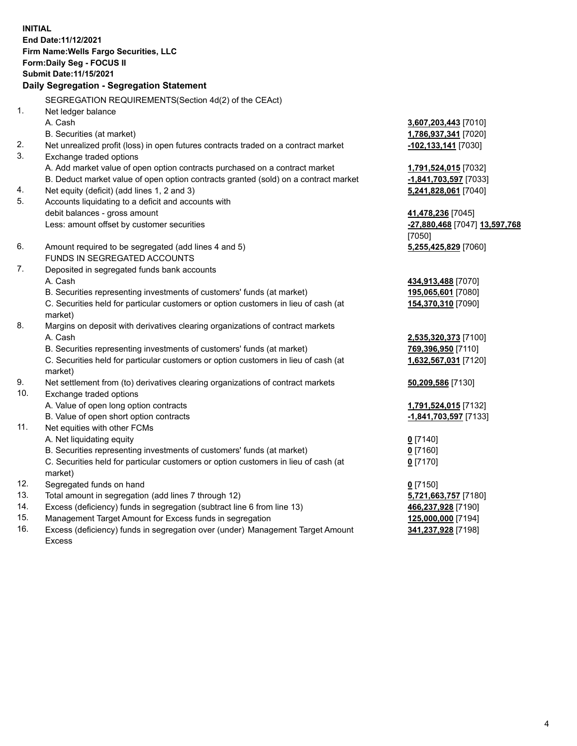**INITIAL**
**End Date:11/12/2021**
**Firm Name:Wells Fargo Securities, LLC**
**Form:Daily Seg - FOCUS II**
**Submit Date:11/15/2021**

**Daily Segregation - Segregation Statement**

| | | |
|---|---|---|
| | SEGREGATION REQUIREMENTS(Section 4d(2) of the CEAct) | |
| 1. | Net ledger balance | |
| | A. Cash | **3,607,203,443** [7010] |
| | B. Securities (at market) | **1,786,937,341** [7020] |
| 2. | Net unrealized profit (loss) in open futures contracts traded on a contract market | **-102,133,141** [7030] |
| 3. | Exchange traded options | |
| | A. Add market value of open option contracts purchased on a contract market | **1,791,524,015** [7032] |
| | B. Deduct market value of open option contracts granted (sold) on a contract market | **-1,841,703,597** [7033] |
| 4. | Net equity (deficit) (add lines 1, 2 and 3) | **5,241,828,061** [7040] |
| 5. | Accounts liquidating to a deficit and accounts with | |
| | debit balances - gross amount | **41,478,236** [7045] |
| | Less: amount offset by customer securities | **-27,880,468** [7047] **13,597,768** [7050] |
| 6. | Amount required to be segregated (add lines 4 and 5) | **5,255,425,829** [7060] |
| | FUNDS IN SEGREGATED ACCOUNTS | |
| 7. | Deposited in segregated funds bank accounts | |
| | A. Cash | **434,913,488** [7070] |
| | B. Securities representing investments of customers' funds (at market) | **195,065,601** [7080] |
| | C. Securities held for particular customers or option customers in lieu of cash (at market) | **154,370,310** [7090] |
| 8. | Margins on deposit with derivatives clearing organizations of contract markets | |
| | A. Cash | **2,535,320,373** [7100] |
| | B. Securities representing investments of customers' funds (at market) | **769,396,950** [7110] |
| | C. Securities held for particular customers or option customers in lieu of cash (at market) | **1,632,567,031** [7120] |
| 9. | Net settlement from (to) derivatives clearing organizations of contract markets | **50,209,586** [7130] |
| 10. | Exchange traded options | |
| | A. Value of open long option contracts | **1,791,524,015** [7132] |
| | B. Value of open short option contracts | **-1,841,703,597** [7133] |
| 11. | Net equities with other FCMs | |
| | A. Net liquidating equity | **0** [7140] |
| | B. Securities representing investments of customers' funds (at market) | **0** [7160] |
| | C. Securities held for particular customers or option customers in lieu of cash (at market) | **0** [7170] |
| 12. | Segregated funds on hand | **0** [7150] |
| 13. | Total amount in segregation (add lines 7 through 12) | **5,721,663,757** [7180] |
| 14. | Excess (deficiency) funds in segregation (subtract line 6 from line 13) | **466,237,928** [7190] |
| 15. | Management Target Amount for Excess funds in segregation | **125,000,000** [7194] |
| 16. | Excess (deficiency) funds in segregation over (under) Management Target Amount Excess | **341,237,928** [7198] |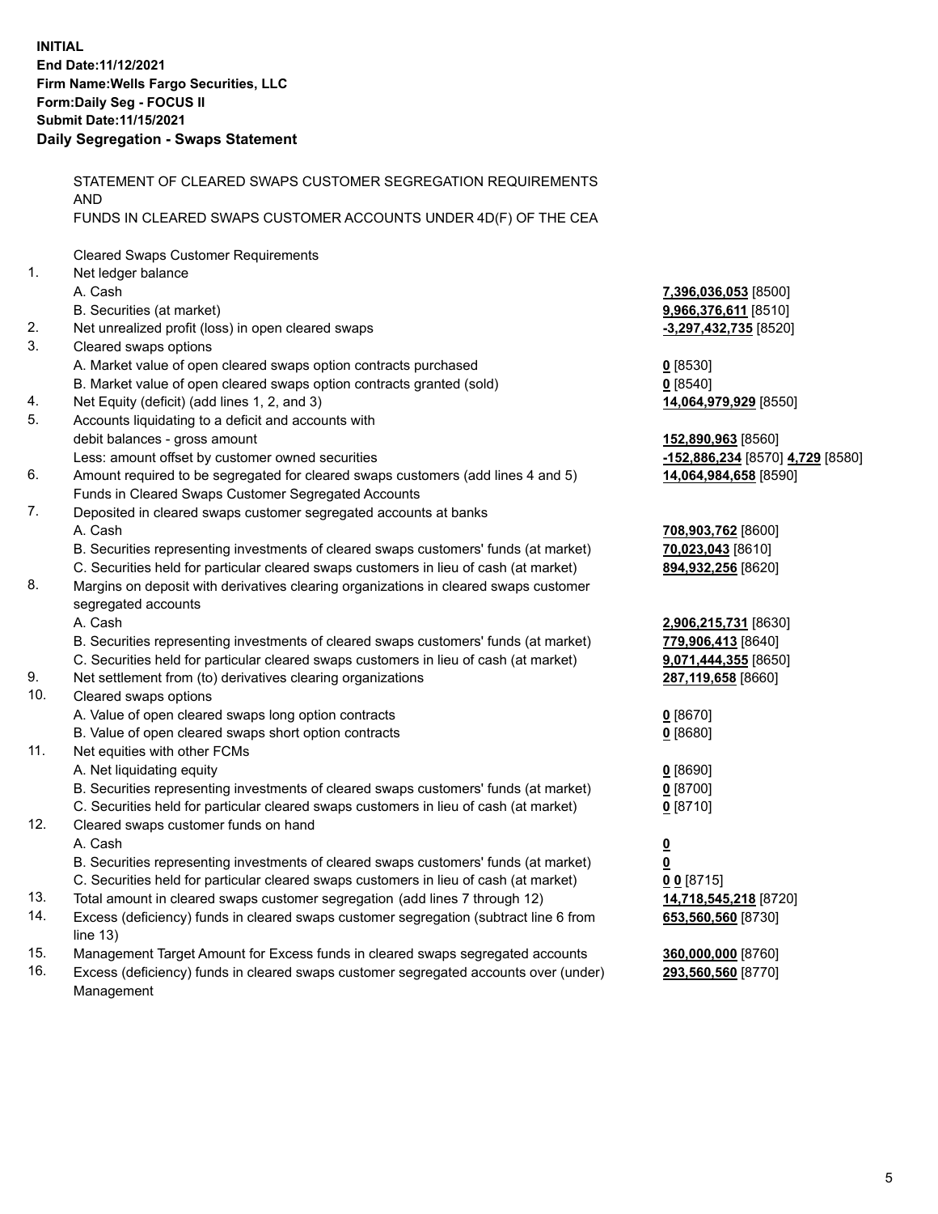**INITIAL**
**End Date:11/12/2021**
**Firm Name:Wells Fargo Securities, LLC**
**Form:Daily Seg - FOCUS II**
**Submit Date:11/15/2021**
**Daily Segregation - Swaps Statement**

STATEMENT OF CLEARED SWAPS CUSTOMER SEGREGATION REQUIREMENTS AND
FUNDS IN CLEARED SWAPS CUSTOMER ACCOUNTS UNDER 4D(F) OF THE CEA

| | | |
|---|---|---|
| | Cleared Swaps Customer Requirements | |
| 1. | Net ledger balance | |
| | A. Cash | **7,396,036,053** [8500] |
| | B. Securities (at market) | **9,966,376,611** [8510] |
| 2. | Net unrealized profit (loss) in open cleared swaps | **-3,297,432,735** [8520] |
| 3. | Cleared swaps options | |
| | A. Market value of open cleared swaps option contracts purchased | **0** [8530] |
| | B. Market value of open cleared swaps option contracts granted (sold) | **0** [8540] |
| 4. | Net Equity (deficit) (add lines 1, 2, and 3) | **14,064,979,929** [8550] |
| 5. | Accounts liquidating to a deficit and accounts with | |
| | debit balances - gross amount | **152,890,963** [8560] |
| | Less: amount offset by customer owned securities | **-152,886,234** [8570] **4,729** [8580] |
| 6. | Amount required to be segregated for cleared swaps customers (add lines 4 and 5) | **14,064,984,658** [8590] |
| | Funds in Cleared Swaps Customer Segregated Accounts | |
| 7. | Deposited in cleared swaps customer segregated accounts at banks | |
| | A. Cash | **708,903,762** [8600] |
| | B. Securities representing investments of cleared swaps customers' funds (at market) | **70,023,043** [8610] |
| | C. Securities held for particular cleared swaps customers in lieu of cash (at market) | **894,932,256** [8620] |
| 8. | Margins on deposit with derivatives clearing organizations in cleared swaps customer segregated accounts | |
| | A. Cash | **2,906,215,731** [8630] |
| | B. Securities representing investments of cleared swaps customers' funds (at market) | **779,906,413** [8640] |
| | C. Securities held for particular cleared swaps customers in lieu of cash (at market) | **9,071,444,355** [8650] |
| 9. | Net settlement from (to) derivatives clearing organizations | **287,119,658** [8660] |
| 10. | Cleared swaps options | |
| | A. Value of open cleared swaps long option contracts | **0** [8670] |
| | B. Value of open cleared swaps short option contracts | **0** [8680] |
| 11. | Net equities with other FCMs | |
| | A. Net liquidating equity | **0** [8690] |
| | B. Securities representing investments of cleared swaps customers' funds (at market) | **0** [8700] |
| | C. Securities held for particular cleared swaps customers in lieu of cash (at market) | **0** [8710] |
| 12. | Cleared swaps customer funds on hand | |
| | A. Cash | **0** |
| | B. Securities representing investments of cleared swaps customers' funds (at market) | **0** |
| | C. Securities held for particular cleared swaps customers in lieu of cash (at market) | **0** **0** [8715] |
| 13. | Total amount in cleared swaps customer segregation (add lines 7 through 12) | **14,718,545,218** [8720] |
| 14. | Excess (deficiency) funds in cleared swaps customer segregation (subtract line 6 from line 13) | **653,560,560** [8730] |
| 15. | Management Target Amount for Excess funds in cleared swaps segregated accounts | **360,000,000** [8760] |
| 16. | Excess (deficiency) funds in cleared swaps customer segregated accounts over (under) Management | **293,560,560** [8770] |